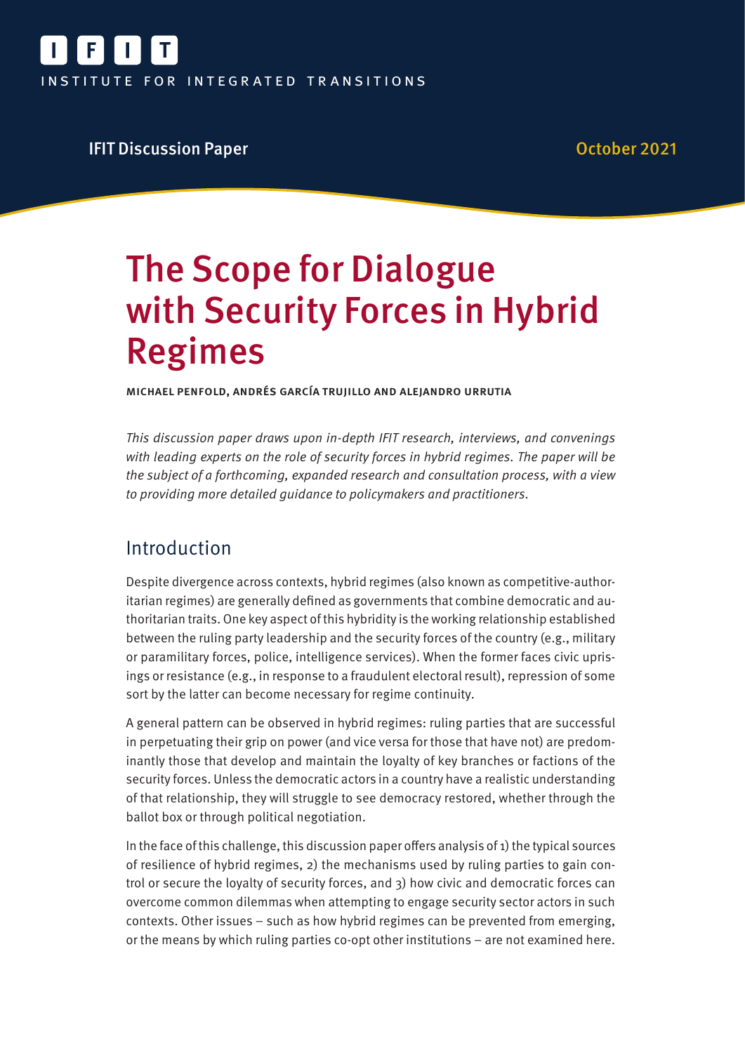IFIT

INSTITUTE FOR INTEGRATED TRANSITIONS

IFIT Discussion Paper

October 2021

# The Scope for Dialogue with Security Forces in Hybrid Regimes

**MICHAEL PENFOLD, ANDRÉS GARCÍA TRUJILLO AND ALEJANDRO URRUTIA**

*This discussion paper draws upon in-depth IFIT research, interviews, and convenings with leading experts on the role of security forces in hybrid regimes. The paper will be the subject of a forthcoming, expanded research and consultation process, with a view to providing more detailed guidance to policymakers and practitioners.*

## Introduction

Despite divergence across contexts, hybrid regimes (also known as competitive-authoritarian regimes) are generally defined as governments that combine democratic and authoritarian traits. One key aspect of this hybridity is the working relationship established between the ruling party leadership and the security forces of the country (e.g., military or paramilitary forces, police, intelligence services). When the former faces civic uprisings or resistance (e.g., in response to a fraudulent electoral result), repression of some sort by the latter can become necessary for regime continuity.

A general pattern can be observed in hybrid regimes: ruling parties that are successful in perpetuating their grip on power (and vice versa for those that have not) are predominantly those that develop and maintain the loyalty of key branches or factions of the security forces. Unless the democratic actors in a country have a realistic understanding of that relationship, they will struggle to see democracy restored, whether through the ballot box or through political negotiation.

In the face of this challenge, this discussion paper offers analysis of 1) the typical sources of resilience of hybrid regimes, 2) the mechanisms used by ruling parties to gain control or secure the loyalty of security forces, and 3) how civic and democratic forces can overcome common dilemmas when attempting to engage security sector actors in such contexts. Other issues – such as how hybrid regimes can be prevented from emerging, or the means by which ruling parties co-opt other institutions – are not examined here.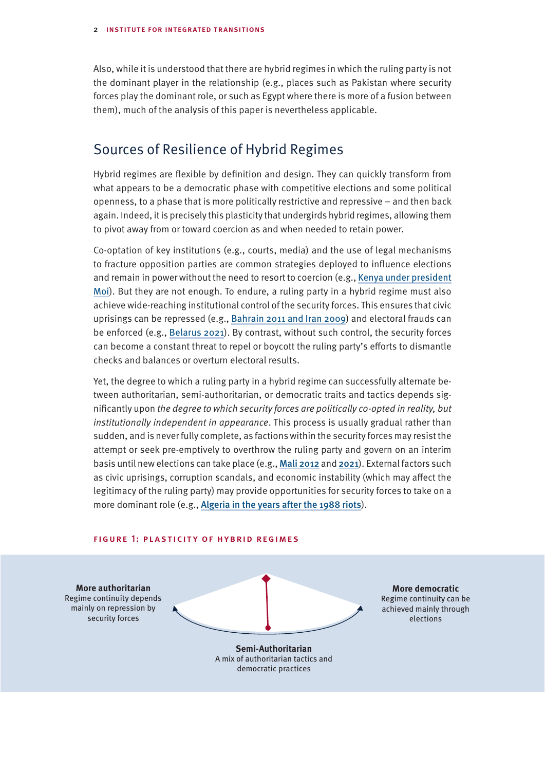Also, while it is understood that there are hybrid regimes in which the ruling party is not the dominant player in the relationship (e.g., places such as Pakistan where security forces play the dominant role, or such as Egypt where there is more of a fusion between them), much of the analysis of this paper is nevertheless applicable.

## Sources of Resilience of Hybrid Regimes

Hybrid regimes are flexible by definition and design. They can quickly transform from what appears to be a democratic phase with competitive elections and some political openness, to a phase that is more politically restrictive and repressive – and then back again. Indeed, it is precisely this plasticity that undergirds hybrid regimes, allowing them to pivot away from or toward coercion as and when needed to retain power.

Co-optation of key institutions (e.g., courts, media) and the use of legal mechanisms to fracture opposition parties are common strategies deployed to influence elections and remain in power without the need to resort to coercion (e.g., Kenya under president Moi). But they are not enough. To endure, a ruling party in a hybrid regime must also achieve wide-reaching institutional control of the security forces. This ensures that civic uprisings can be repressed (e.g., Bahrain 2011 and Iran 2009) and electoral frauds can be enforced (e.g., Belarus 2021). By contrast, without such control, the security forces can become a constant threat to repel or boycott the ruling party's efforts to dismantle checks and balances or overturn electoral results.

Yet, the degree to which a ruling party in a hybrid regime can successfully alternate between authoritarian, semi-authoritarian, or democratic traits and tactics depends significantly upon *the degree to which security forces are politically co-opted in reality, but institutionally independent in appearance*. This process is usually gradual rather than sudden, and is never fully complete, as factions within the security forces may resist the attempt or seek pre-emptively to overthrow the ruling party and govern on an interim basis until new elections can take place (e.g., **Mali 2012** and **2021**). External factors such as civic uprisings, corruption scandals, and economic instability (which may affect the legitimacy of the ruling party) may provide opportunities for security forces to take on a more dominant role (e.g., **Algeria in the years after the 1988 riots**).

**FIGURE 1: PLASTICITY OF HYBRID REGIMES**

**More authoritarian**
Regime continuity depends mainly on repression by security forces

**More democratic**
Regime continuity can be achieved mainly through elections

**Semi-Authoritarian**
A mix of authoritarian tactics and democratic practices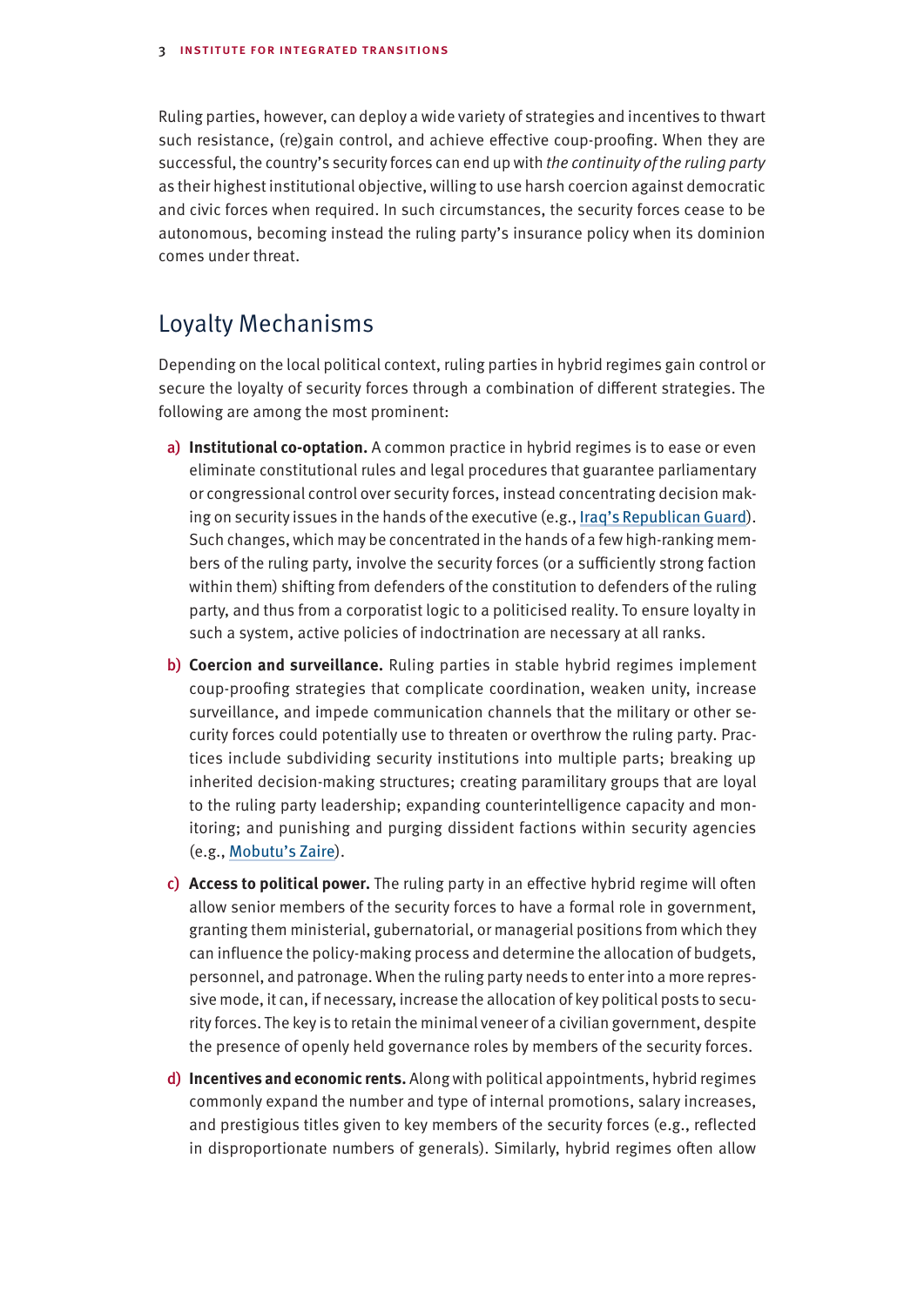Ruling parties, however, can deploy a wide variety of strategies and incentives to thwart such resistance, (re)gain control, and achieve effective coup-proofing. When they are successful, the country's security forces can end up with *the continuity of the ruling party* as their highest institutional objective, willing to use harsh coercion against democratic and civic forces when required. In such circumstances, the security forces cease to be autonomous, becoming instead the ruling party's insurance policy when its dominion comes under threat.

## Loyalty Mechanisms

Depending on the local political context, ruling parties in hybrid regimes gain control or secure the loyalty of security forces through a combination of different strategies. The following are among the most prominent:

a) **Institutional co-optation.** A common practice in hybrid regimes is to ease or even eliminate constitutional rules and legal procedures that guarantee parliamentary or congressional control over security forces, instead concentrating decision making on security issues in the hands of the executive (e.g., Iraq's Republican Guard). Such changes, which may be concentrated in the hands of a few high-ranking members of the ruling party, involve the security forces (or a sufficiently strong faction within them) shifting from defenders of the constitution to defenders of the ruling party, and thus from a corporatist logic to a politicised reality. To ensure loyalty in such a system, active policies of indoctrination are necessary at all ranks.

b) **Coercion and surveillance.** Ruling parties in stable hybrid regimes implement coup-proofing strategies that complicate coordination, weaken unity, increase surveillance, and impede communication channels that the military or other security forces could potentially use to threaten or overthrow the ruling party. Practices include subdividing security institutions into multiple parts; breaking up inherited decision-making structures; creating paramilitary groups that are loyal to the ruling party leadership; expanding counterintelligence capacity and monitoring; and punishing and purging dissident factions within security agencies (e.g., Mobutu's Zaire).

c) **Access to political power.** The ruling party in an effective hybrid regime will often allow senior members of the security forces to have a formal role in government, granting them ministerial, gubernatorial, or managerial positions from which they can influence the policy-making process and determine the allocation of budgets, personnel, and patronage. When the ruling party needs to enter into a more repressive mode, it can, if necessary, increase the allocation of key political posts to security forces. The key is to retain the minimal veneer of a civilian government, despite the presence of openly held governance roles by members of the security forces.

d) **Incentives and economic rents.** Along with political appointments, hybrid regimes commonly expand the number and type of internal promotions, salary increases, and prestigious titles given to key members of the security forces (e.g., reflected in disproportionate numbers of generals). Similarly, hybrid regimes often allow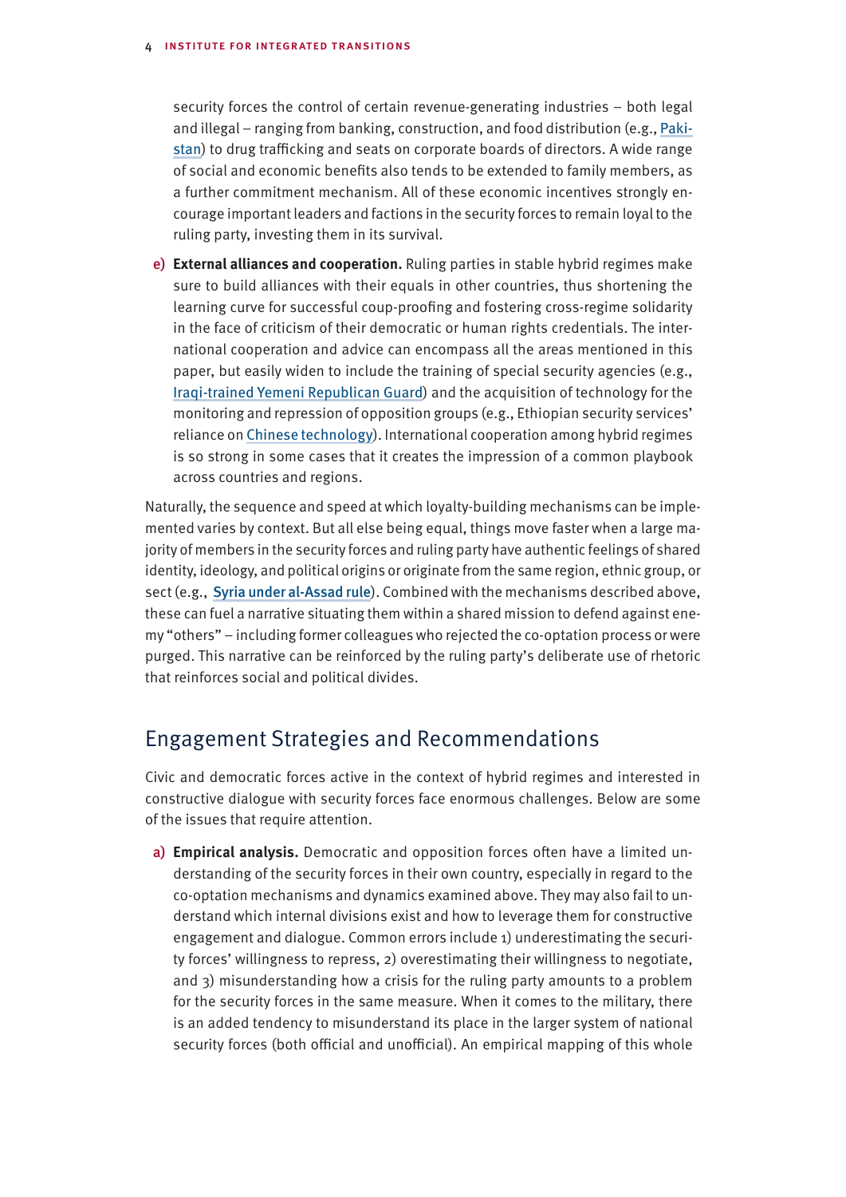security forces the control of certain revenue-generating industries – both legal and illegal – ranging from banking, construction, and food distribution (e.g., Pakistan) to drug trafficking and seats on corporate boards of directors. A wide range of social and economic benefits also tends to be extended to family members, as a further commitment mechanism. All of these economic incentives strongly encourage important leaders and factions in the security forces to remain loyal to the ruling party, investing them in its survival.

e) **External alliances and cooperation.** Ruling parties in stable hybrid regimes make sure to build alliances with their equals in other countries, thus shortening the learning curve for successful coup-proofing and fostering cross-regime solidarity in the face of criticism of their democratic or human rights credentials. The international cooperation and advice can encompass all the areas mentioned in this paper, but easily widen to include the training of special security agencies (e.g., Iraqi-trained Yemeni Republican Guard) and the acquisition of technology for the monitoring and repression of opposition groups (e.g., Ethiopian security services' reliance on Chinese technology). International cooperation among hybrid regimes is so strong in some cases that it creates the impression of a common playbook across countries and regions.

Naturally, the sequence and speed at which loyalty-building mechanisms can be implemented varies by context. But all else being equal, things move faster when a large majority of members in the security forces and ruling party have authentic feelings of shared identity, ideology, and political origins or originate from the same region, ethnic group, or sect (e.g., Syria under al-Assad rule). Combined with the mechanisms described above, these can fuel a narrative situating them within a shared mission to defend against enemy "others" – including former colleagues who rejected the co-optation process or were purged. This narrative can be reinforced by the ruling party's deliberate use of rhetoric that reinforces social and political divides.

## Engagement Strategies and Recommendations

Civic and democratic forces active in the context of hybrid regimes and interested in constructive dialogue with security forces face enormous challenges. Below are some of the issues that require attention.

a) **Empirical analysis.** Democratic and opposition forces often have a limited understanding of the security forces in their own country, especially in regard to the co-optation mechanisms and dynamics examined above. They may also fail to understand which internal divisions exist and how to leverage them for constructive engagement and dialogue. Common errors include 1) underestimating the security forces' willingness to repress, 2) overestimating their willingness to negotiate, and 3) misunderstanding how a crisis for the ruling party amounts to a problem for the security forces in the same measure. When it comes to the military, there is an added tendency to misunderstand its place in the larger system of national security forces (both official and unofficial). An empirical mapping of this whole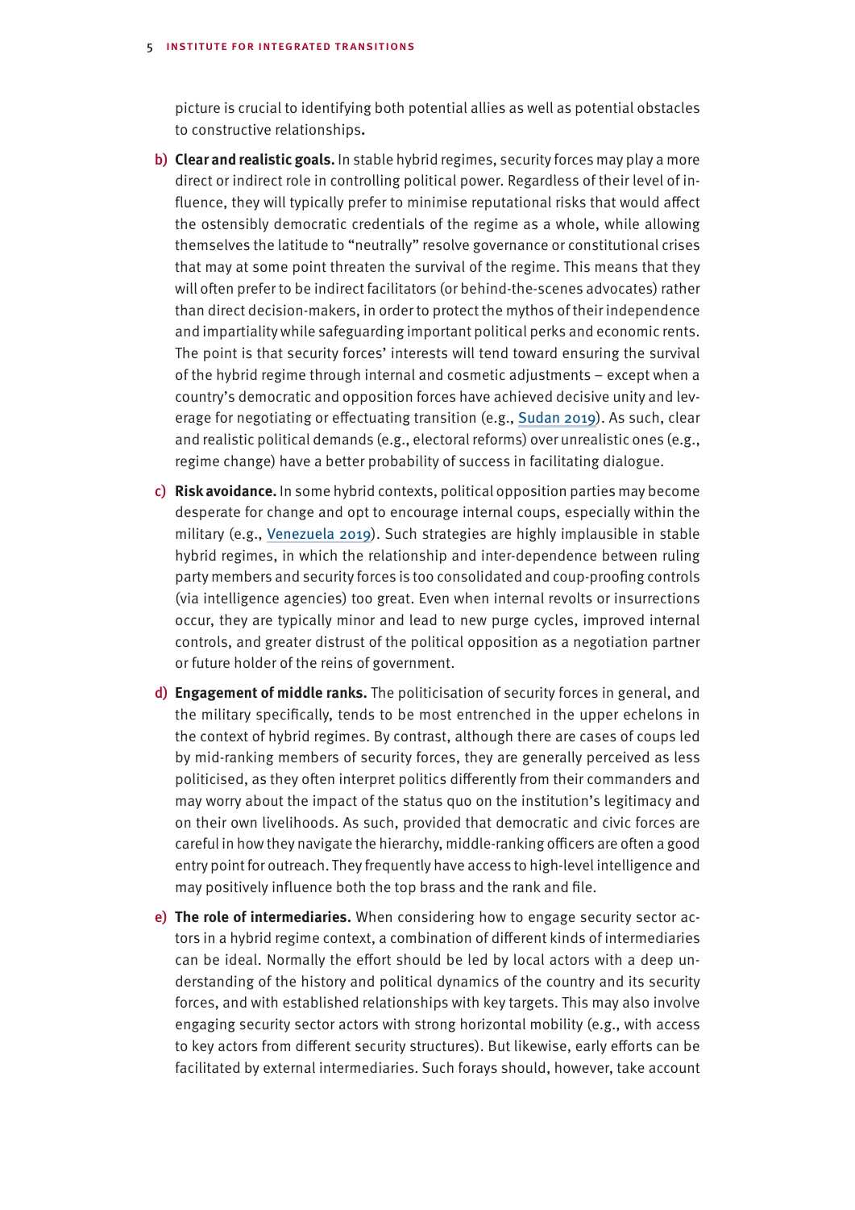picture is crucial to identifying both potential allies as well as potential obstacles to constructive relationships.

b) **Clear and realistic goals.** In stable hybrid regimes, security forces may play a more direct or indirect role in controlling political power. Regardless of their level of influence, they will typically prefer to minimise reputational risks that would affect the ostensibly democratic credentials of the regime as a whole, while allowing themselves the latitude to "neutrally" resolve governance or constitutional crises that may at some point threaten the survival of the regime. This means that they will often prefer to be indirect facilitators (or behind-the-scenes advocates) rather than direct decision-makers, in order to protect the mythos of their independence and impartiality while safeguarding important political perks and economic rents. The point is that security forces' interests will tend toward ensuring the survival of the hybrid regime through internal and cosmetic adjustments – except when a country's democratic and opposition forces have achieved decisive unity and leverage for negotiating or effectuating transition (e.g., Sudan 2019). As such, clear and realistic political demands (e.g., electoral reforms) over unrealistic ones (e.g., regime change) have a better probability of success in facilitating dialogue.

c) **Risk avoidance.** In some hybrid contexts, political opposition parties may become desperate for change and opt to encourage internal coups, especially within the military (e.g., Venezuela 2019). Such strategies are highly implausible in stable hybrid regimes, in which the relationship and inter-dependence between ruling party members and security forces is too consolidated and coup-proofing controls (via intelligence agencies) too great. Even when internal revolts or insurrections occur, they are typically minor and lead to new purge cycles, improved internal controls, and greater distrust of the political opposition as a negotiation partner or future holder of the reins of government.

d) **Engagement of middle ranks.** The politicisation of security forces in general, and the military specifically, tends to be most entrenched in the upper echelons in the context of hybrid regimes. By contrast, although there are cases of coups led by mid-ranking members of security forces, they are generally perceived as less politicised, as they often interpret politics differently from their commanders and may worry about the impact of the status quo on the institution's legitimacy and on their own livelihoods. As such, provided that democratic and civic forces are careful in how they navigate the hierarchy, middle-ranking officers are often a good entry point for outreach. They frequently have access to high-level intelligence and may positively influence both the top brass and the rank and file.

e) **The role of intermediaries.** When considering how to engage security sector actors in a hybrid regime context, a combination of different kinds of intermediaries can be ideal. Normally the effort should be led by local actors with a deep understanding of the history and political dynamics of the country and its security forces, and with established relationships with key targets. This may also involve engaging security sector actors with strong horizontal mobility (e.g., with access to key actors from different security structures). But likewise, early efforts can be facilitated by external intermediaries. Such forays should, however, take account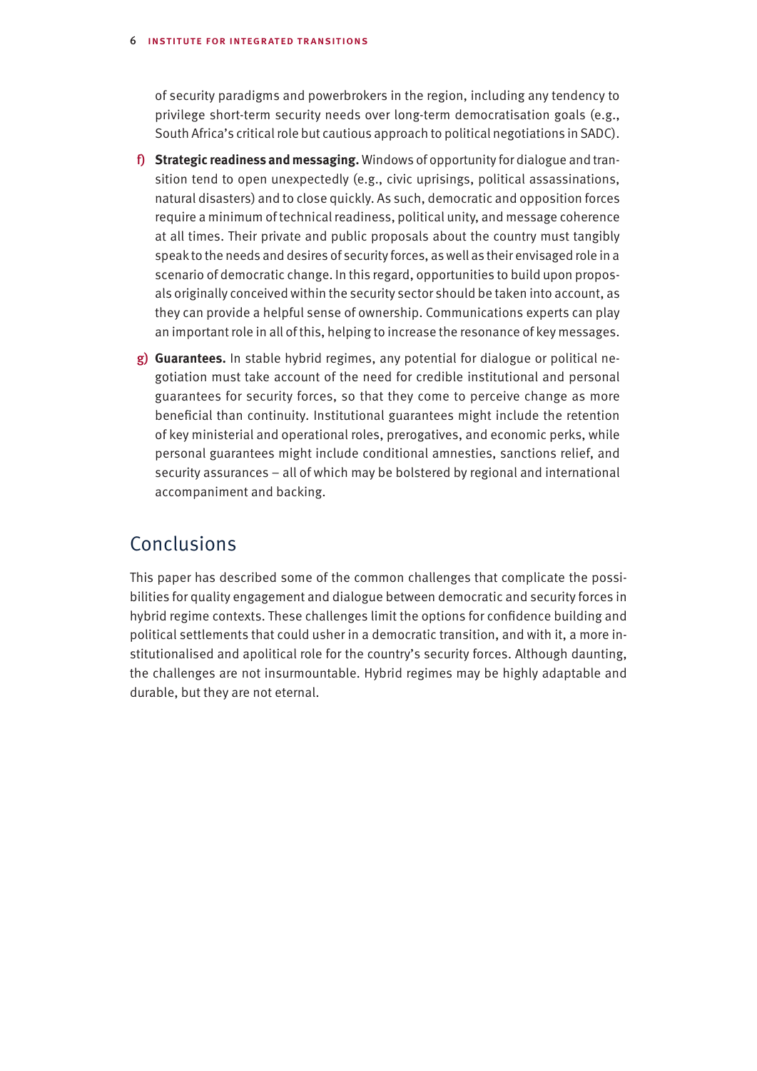of security paradigms and powerbrokers in the region, including any tendency to privilege short-term security needs over long-term democratisation goals (e.g., South Africa's critical role but cautious approach to political negotiations in SADC).

f) **Strategic readiness and messaging.** Windows of opportunity for dialogue and transition tend to open unexpectedly (e.g., civic uprisings, political assassinations, natural disasters) and to close quickly. As such, democratic and opposition forces require a minimum of technical readiness, political unity, and message coherence at all times. Their private and public proposals about the country must tangibly speak to the needs and desires of security forces, as well as their envisaged role in a scenario of democratic change. In this regard, opportunities to build upon proposals originally conceived within the security sector should be taken into account, as they can provide a helpful sense of ownership. Communications experts can play an important role in all of this, helping to increase the resonance of key messages.

g) **Guarantees.** In stable hybrid regimes, any potential for dialogue or political negotiation must take account of the need for credible institutional and personal guarantees for security forces, so that they come to perceive change as more beneficial than continuity. Institutional guarantees might include the retention of key ministerial and operational roles, prerogatives, and economic perks, while personal guarantees might include conditional amnesties, sanctions relief, and security assurances – all of which may be bolstered by regional and international accompaniment and backing.

## Conclusions

This paper has described some of the common challenges that complicate the possibilities for quality engagement and dialogue between democratic and security forces in hybrid regime contexts. These challenges limit the options for confidence building and political settlements that could usher in a democratic transition, and with it, a more institutionalised and apolitical role for the country's security forces. Although daunting, the challenges are not insurmountable. Hybrid regimes may be highly adaptable and durable, but they are not eternal.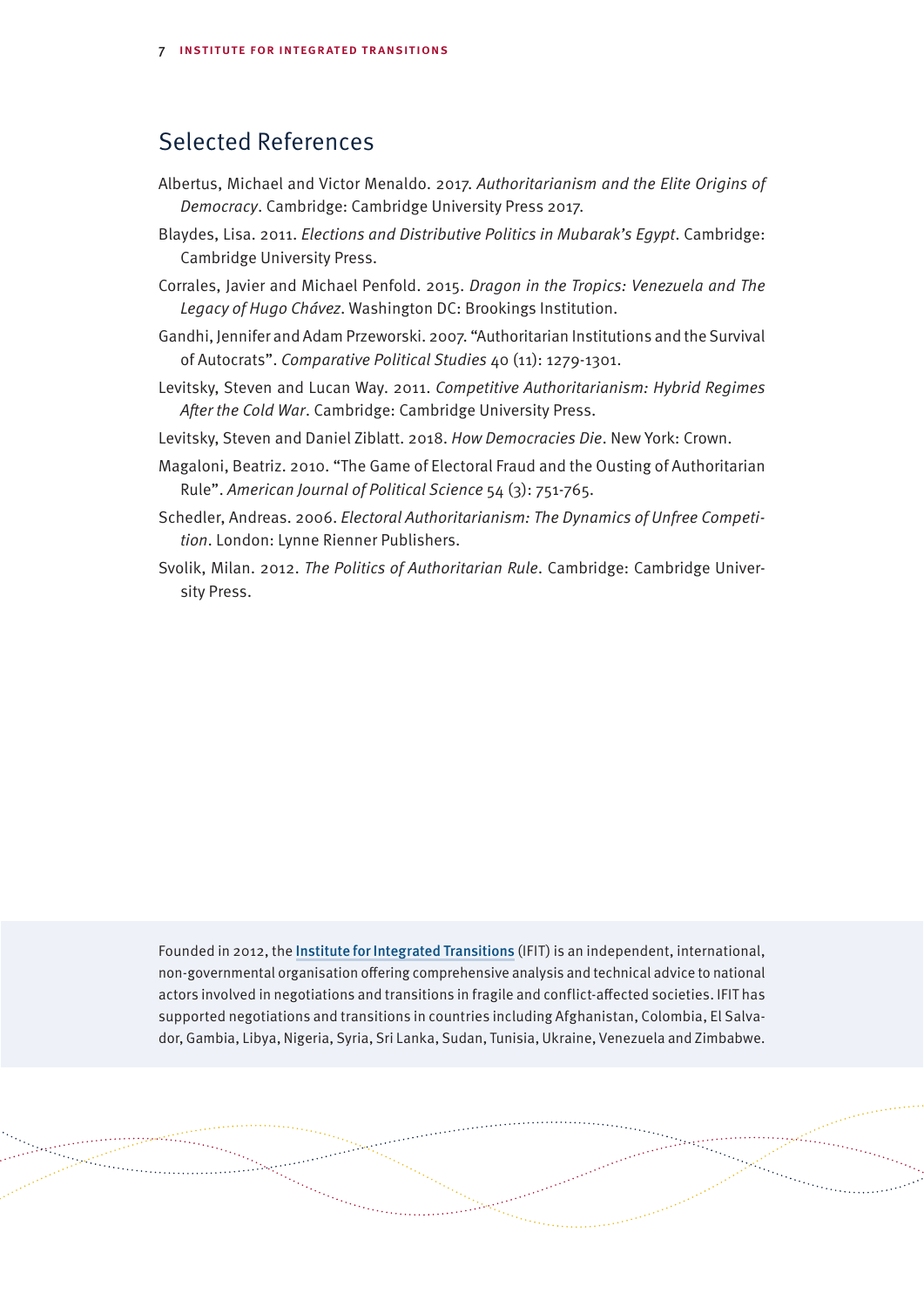## Selected References

Albertus, Michael and Victor Menaldo. 2017. *Authoritarianism and the Elite Origins of Democracy*. Cambridge: Cambridge University Press 2017.

Blaydes, Lisa. 2011. *Elections and Distributive Politics in Mubarak's Egypt*. Cambridge: Cambridge University Press.

Corrales, Javier and Michael Penfold. 2015. *Dragon in the Tropics: Venezuela and The Legacy of Hugo Chávez*. Washington DC: Brookings Institution.

Gandhi, Jennifer and Adam Przeworski. 2007. "Authoritarian Institutions and the Survival of Autocrats". *Comparative Political Studies* 40 (11): 1279-1301.

Levitsky, Steven and Lucan Way. 2011. *Competitive Authoritarianism: Hybrid Regimes After the Cold War*. Cambridge: Cambridge University Press.

Levitsky, Steven and Daniel Ziblatt. 2018. *How Democracies Die*. New York: Crown.

Magaloni, Beatriz. 2010. "The Game of Electoral Fraud and the Ousting of Authoritarian Rule". *American Journal of Political Science* 54 (3): 751-765.

Schedler, Andreas. 2006. *Electoral Authoritarianism: The Dynamics of Unfree Competition*. London: Lynne Rienner Publishers.

Svolik, Milan. 2012. *The Politics of Authoritarian Rule*. Cambridge: Cambridge University Press.

Founded in 2012, the Institute for Integrated Transitions (IFIT) is an independent, international, non-governmental organisation offering comprehensive analysis and technical advice to national actors involved in negotiations and transitions in fragile and conflict-affected societies. IFIT has supported negotiations and transitions in countries including Afghanistan, Colombia, El Salvador, Gambia, Libya, Nigeria, Syria, Sri Lanka, Sudan, Tunisia, Ukraine, Venezuela and Zimbabwe.